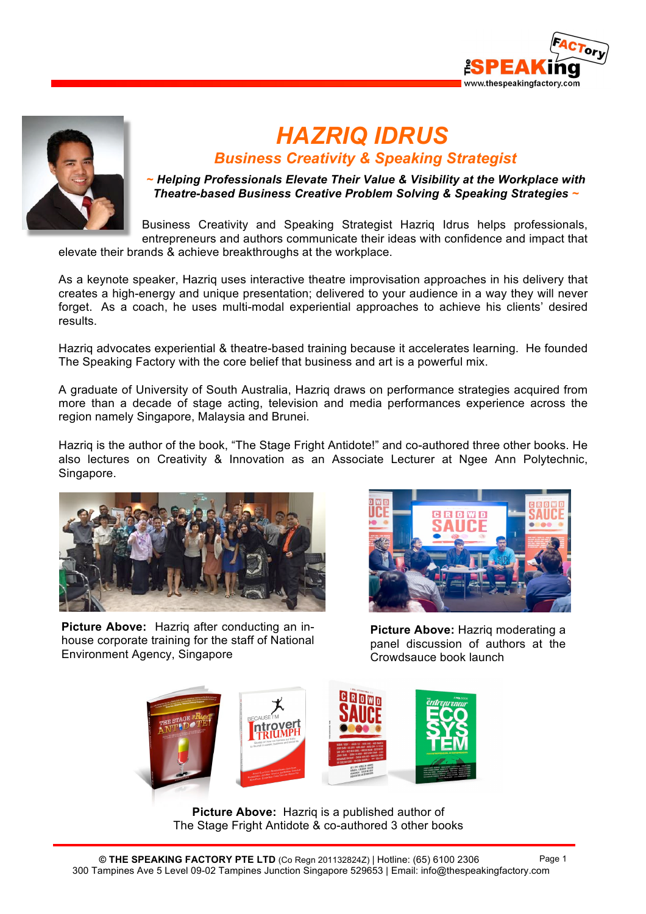# HAZRIQ IDRUS

## *Business Creativity & Speaking Strategist*

***~ Helping Professionals Elevate Their Value & Visibility at the Workplace with Theatre-based Business Creative Problem Solving & Speaking Strategies ~***

Business Creativity and Speaking Strategist Hazriq Idrus helps professionals, entrepreneurs and authors communicate their ideas with confidence and impact that elevate their brands & achieve breakthroughs at the workplace.

As a keynote speaker, Hazriq uses interactive theatre improvisation approaches in his delivery that creates a high-energy and unique presentation; delivered to your audience in a way they will never forget. As a coach, he uses multi-modal experiential approaches to achieve his clients' desired results.

Hazriq advocates experiential & theatre-based training because it accelerates learning. He founded The Speaking Factory with the core belief that business and art is a powerful mix.

A graduate of University of South Australia, Hazriq draws on performance strategies acquired from more than a decade of stage acting, television and media performances experience across the region namely Singapore, Malaysia and Brunei.

Hazriq is the author of the book, "The Stage Fright Antidote!" and co-authored three other books. He also lectures on Creativity & Innovation as an Associate Lecturer at Ngee Ann Polytechnic, Singapore.

**Picture Above:** Hazriq after conducting an in-house corporate training for the staff of National Environment Agency, Singapore

**Picture Above:** Hazriq moderating a panel discussion of authors at the Crowdsauce book launch

**Picture Above:** Hazriq is a published author of The Stage Fright Antidote & co-authored 3 other books

**© THE SPEAKING FACTORY PTE LTD** (Co Regn 201132824Z) | Hotline: (65) 6100 2306
300 Tampines Ave 5 Level 09-02 Tampines Junction Singapore 529653 | Email: info@thespeakingfactory.com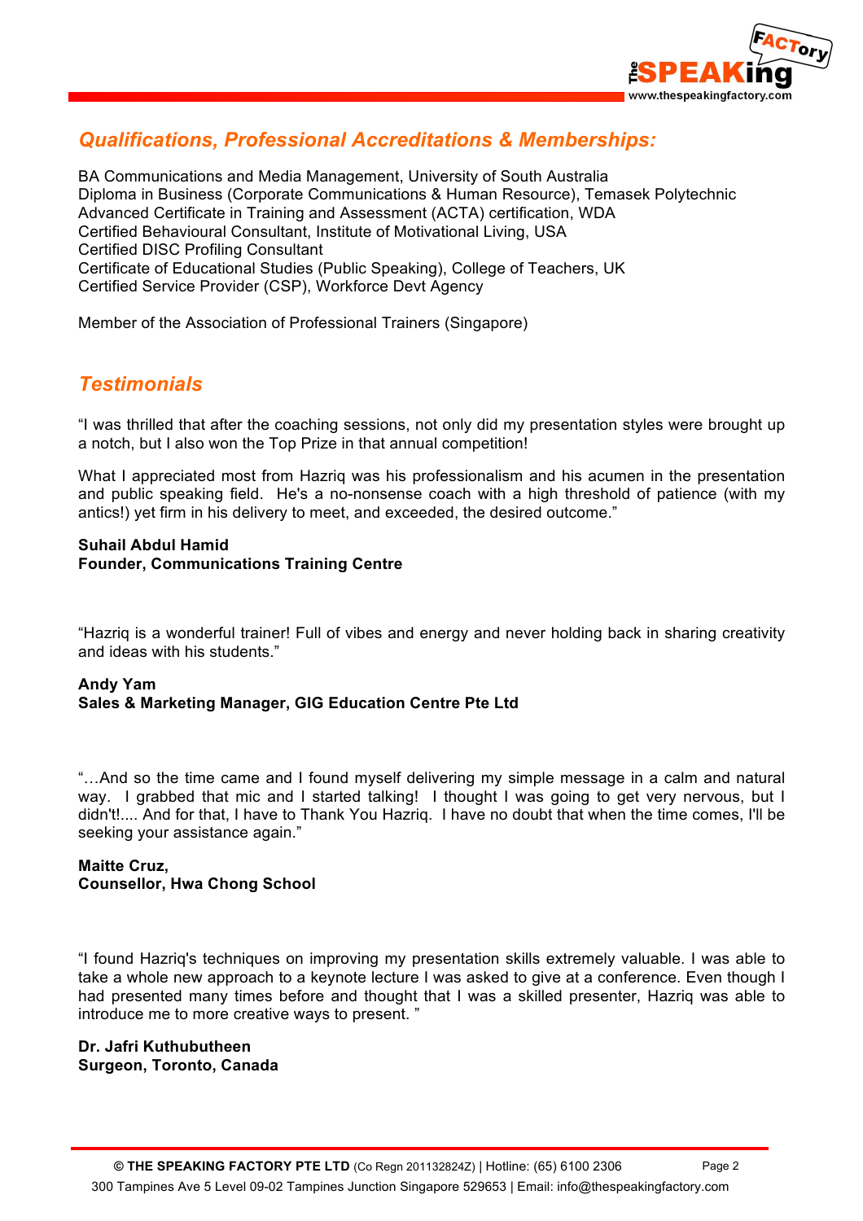## *Qualifications, Professional Accreditations & Memberships:*

BA Communications and Media Management, University of South Australia
Diploma in Business (Corporate Communications & Human Resource), Temasek Polytechnic
Advanced Certificate in Training and Assessment (ACTA) certification, WDA
Certified Behavioural Consultant, Institute of Motivational Living, USA
Certified DISC Profiling Consultant
Certificate of Educational Studies (Public Speaking), College of Teachers, UK
Certified Service Provider (CSP), Workforce Devt Agency

Member of the Association of Professional Trainers (Singapore)

## *Testimonials*

"I was thrilled that after the coaching sessions, not only did my presentation styles were brought up a notch, but I also won the Top Prize in that annual competition!

What I appreciated most from Hazriq was his professionalism and his acumen in the presentation and public speaking field. He's a no-nonsense coach with a high threshold of patience (with my antics!) yet firm in his delivery to meet, and exceeded, the desired outcome."

**Suhail Abdul Hamid**
**Founder, Communications Training Centre**

"Hazriq is a wonderful trainer! Full of vibes and energy and never holding back in sharing creativity and ideas with his students."

**Andy Yam**
**Sales & Marketing Manager, GIG Education Centre Pte Ltd**

"…And so the time came and I found myself delivering my simple message in a calm and natural way. I grabbed that mic and I started talking! I thought I was going to get very nervous, but I didn't!.... And for that, I have to Thank You Hazriq. I have no doubt that when the time comes, I'll be seeking your assistance again."

**Maitte Cruz,**
**Counsellor, Hwa Chong School**

"I found Hazriq's techniques on improving my presentation skills extremely valuable. I was able to take a whole new approach to a keynote lecture I was asked to give at a conference. Even though I had presented many times before and thought that I was a skilled presenter, Hazriq was able to introduce me to more creative ways to present. "

**Dr. Jafri Kuthubutheen**
**Surgeon, Toronto, Canada**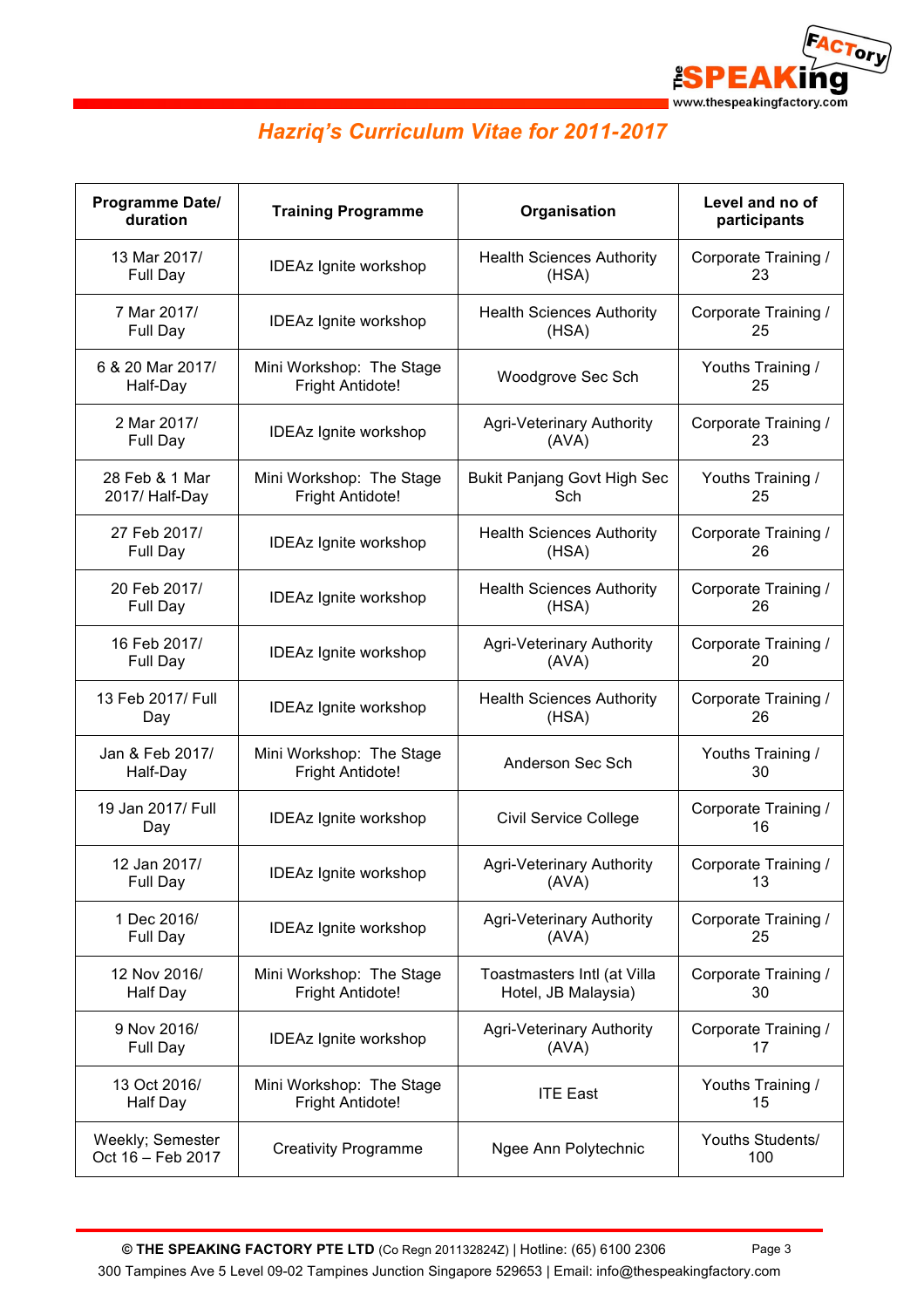## *Hazriq's Curriculum Vitae for 2011-2017*

| Programme Date/ duration | Training Programme | Organisation | Level and no of participants |
|---|---|---|---|
| 13 Mar 2017/ Full Day | IDEAz Ignite workshop | Health Sciences Authority (HSA) | Corporate Training / 23 |
| 7 Mar 2017/ Full Day | IDEAz Ignite workshop | Health Sciences Authority (HSA) | Corporate Training / 25 |
| 6 & 20 Mar 2017/ Half-Day | Mini Workshop: The Stage Fright Antidote! | Woodgrove Sec Sch | Youths Training / 25 |
| 2 Mar 2017/ Full Day | IDEAz Ignite workshop | Agri-Veterinary Authority (AVA) | Corporate Training / 23 |
| 28 Feb & 1 Mar 2017/ Half-Day | Mini Workshop: The Stage Fright Antidote! | Bukit Panjang Govt High Sec Sch | Youths Training / 25 |
| 27 Feb 2017/ Full Day | IDEAz Ignite workshop | Health Sciences Authority (HSA) | Corporate Training / 26 |
| 20 Feb 2017/ Full Day | IDEAz Ignite workshop | Health Sciences Authority (HSA) | Corporate Training / 26 |
| 16 Feb 2017/ Full Day | IDEAz Ignite workshop | Agri-Veterinary Authority (AVA) | Corporate Training / 20 |
| 13 Feb 2017/ Full Day | IDEAz Ignite workshop | Health Sciences Authority (HSA) | Corporate Training / 26 |
| Jan & Feb 2017/ Half-Day | Mini Workshop: The Stage Fright Antidote! | Anderson Sec Sch | Youths Training / 30 |
| 19 Jan 2017/ Full Day | IDEAz Ignite workshop | Civil Service College | Corporate Training / 16 |
| 12 Jan 2017/ Full Day | IDEAz Ignite workshop | Agri-Veterinary Authority (AVA) | Corporate Training / 13 |
| 1 Dec 2016/ Full Day | IDEAz Ignite workshop | Agri-Veterinary Authority (AVA) | Corporate Training / 25 |
| 12 Nov 2016/ Half Day | Mini Workshop: The Stage Fright Antidote! | Toastmasters Intl (at Villa Hotel, JB Malaysia) | Corporate Training / 30 |
| 9 Nov 2016/ Full Day | IDEAz Ignite workshop | Agri-Veterinary Authority (AVA) | Corporate Training / 17 |
| 13 Oct 2016/ Half Day | Mini Workshop: The Stage Fright Antidote! | ITE East | Youths Training / 15 |
| Weekly; Semester Oct 16 – Feb 2017 | Creativity Programme | Ngee Ann Polytechnic | Youths Students/ 100 |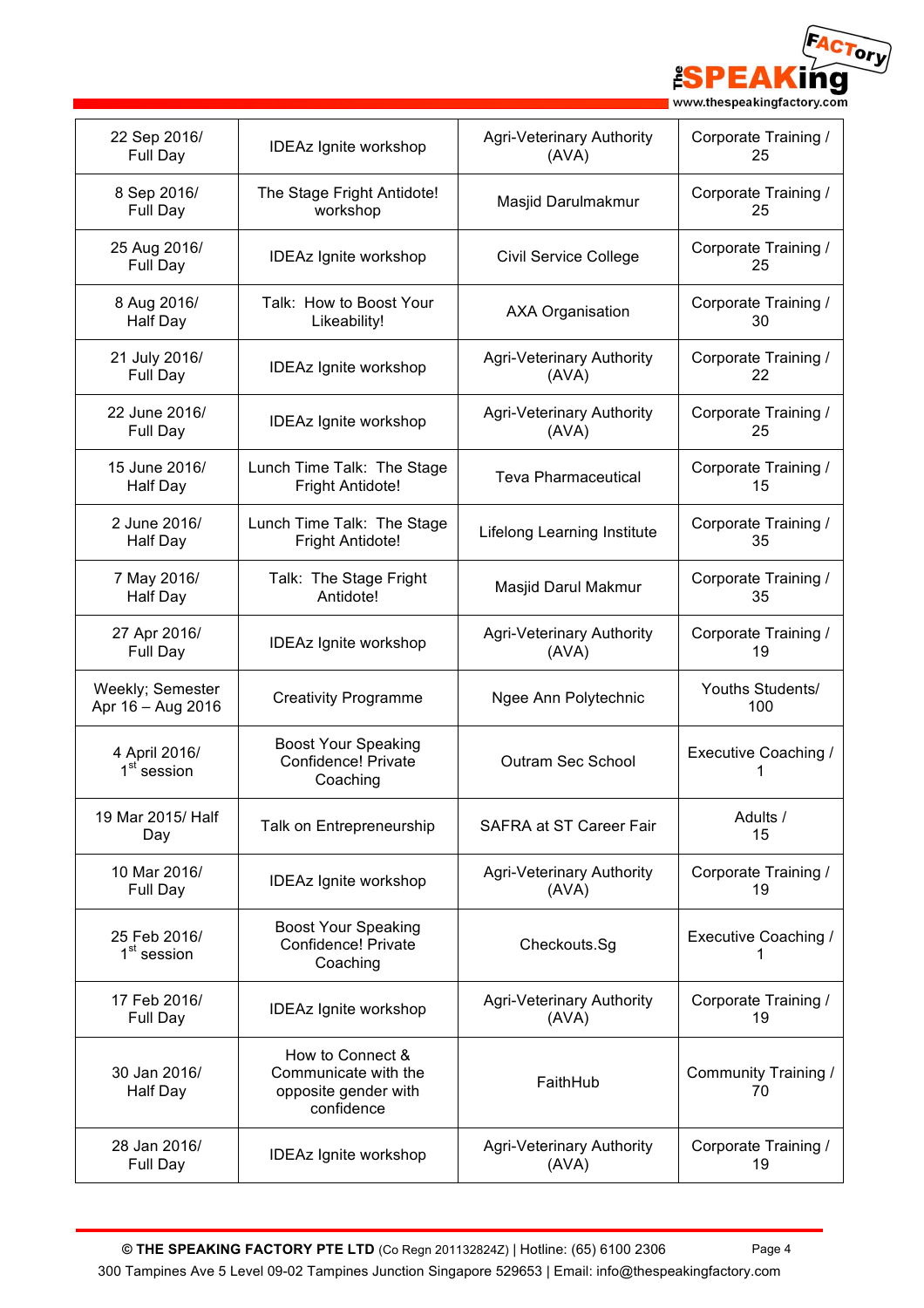| | | | |
|---|---|---|---|
| 22 Sep 2016/ Full Day | IDEAz Ignite workshop | Agri-Veterinary Authority (AVA) | Corporate Training / 25 |
| 8 Sep 2016/ Full Day | The Stage Fright Antidote! workshop | Masjid Darulmakmur | Corporate Training / 25 |
| 25 Aug 2016/ Full Day | IDEAz Ignite workshop | Civil Service College | Corporate Training / 25 |
| 8 Aug 2016/ Half Day | Talk: How to Boost Your Likeability! | AXA Organisation | Corporate Training / 30 |
| 21 July 2016/ Full Day | IDEAz Ignite workshop | Agri-Veterinary Authority (AVA) | Corporate Training / 22 |
| 22 June 2016/ Full Day | IDEAz Ignite workshop | Agri-Veterinary Authority (AVA) | Corporate Training / 25 |
| 15 June 2016/ Half Day | Lunch Time Talk: The Stage Fright Antidote! | Teva Pharmaceutical | Corporate Training / 15 |
| 2 June 2016/ Half Day | Lunch Time Talk: The Stage Fright Antidote! | Lifelong Learning Institute | Corporate Training / 35 |
| 7 May 2016/ Half Day | Talk: The Stage Fright Antidote! | Masjid Darul Makmur | Corporate Training / 35 |
| 27 Apr 2016/ Full Day | IDEAz Ignite workshop | Agri-Veterinary Authority (AVA) | Corporate Training / 19 |
| Weekly; Semester Apr 16 – Aug 2016 | Creativity Programme | Ngee Ann Polytechnic | Youths Students/ 100 |
| 4 April 2016/ 1st session | Boost Your Speaking Confidence! Private Coaching | Outram Sec School | Executive Coaching / 1 |
| 19 Mar 2015/ Half Day | Talk on Entrepreneurship | SAFRA at ST Career Fair | Adults / 15 |
| 10 Mar 2016/ Full Day | IDEAz Ignite workshop | Agri-Veterinary Authority (AVA) | Corporate Training / 19 |
| 25 Feb 2016/ 1st session | Boost Your Speaking Confidence! Private Coaching | Checkouts.Sg | Executive Coaching / 1 |
| 17 Feb 2016/ Full Day | IDEAz Ignite workshop | Agri-Veterinary Authority (AVA) | Corporate Training / 19 |
| 30 Jan 2016/ Half Day | How to Connect & Communicate with the opposite gender with confidence | FaithHub | Community Training / 70 |
| 28 Jan 2016/ Full Day | IDEAz Ignite workshop | Agri-Veterinary Authority (AVA) | Corporate Training / 19 |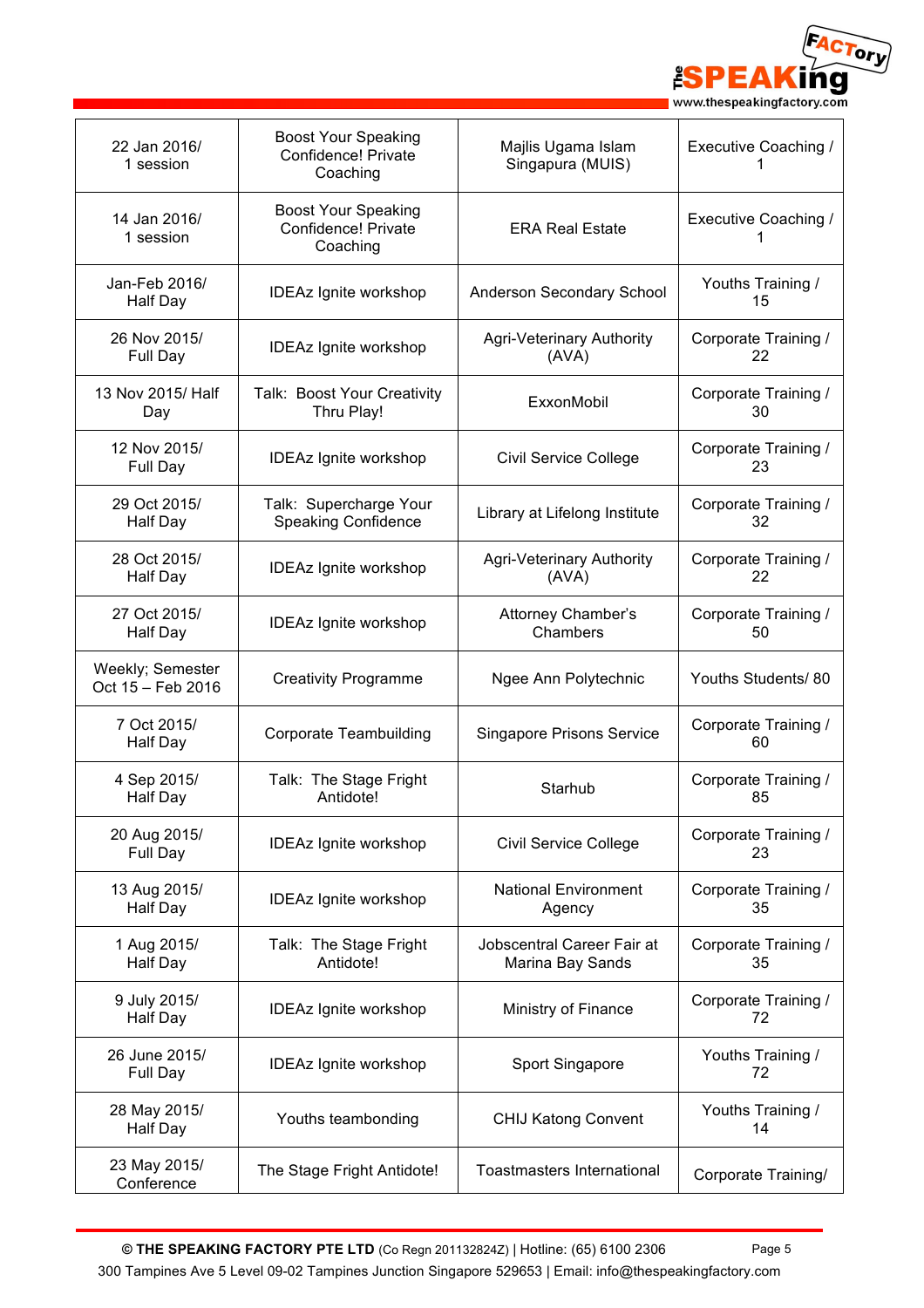| 22 Jan 2016/ 1 session | Boost Your Speaking Confidence! Private Coaching | Majlis Ugama Islam Singapura (MUIS) | Executive Coaching / 1 |
|---|---|---|---|
| 14 Jan 2016/ 1 session | Boost Your Speaking Confidence! Private Coaching | ERA Real Estate | Executive Coaching / 1 |
| Jan-Feb 2016/ Half Day | IDEAz Ignite workshop | Anderson Secondary School | Youths Training / 15 |
| 26 Nov 2015/ Full Day | IDEAz Ignite workshop | Agri-Veterinary Authority (AVA) | Corporate Training / 22 |
| 13 Nov 2015/ Half Day | Talk: Boost Your Creativity Thru Play! | ExxonMobil | Corporate Training / 30 |
| 12 Nov 2015/ Full Day | IDEAz Ignite workshop | Civil Service College | Corporate Training / 23 |
| 29 Oct 2015/ Half Day | Talk: Supercharge Your Speaking Confidence | Library at Lifelong Institute | Corporate Training / 32 |
| 28 Oct 2015/ Half Day | IDEAz Ignite workshop | Agri-Veterinary Authority (AVA) | Corporate Training / 22 |
| 27 Oct 2015/ Half Day | IDEAz Ignite workshop | Attorney Chamber's Chambers | Corporate Training / 50 |
| Weekly; Semester Oct 15 – Feb 2016 | Creativity Programme | Ngee Ann Polytechnic | Youths Students/ 80 |
| 7 Oct 2015/ Half Day | Corporate Teambuilding | Singapore Prisons Service | Corporate Training / 60 |
| 4 Sep 2015/ Half Day | Talk: The Stage Fright Antidote! | Starhub | Corporate Training / 85 |
| 20 Aug 2015/ Full Day | IDEAz Ignite workshop | Civil Service College | Corporate Training / 23 |
| 13 Aug 2015/ Half Day | IDEAz Ignite workshop | National Environment Agency | Corporate Training / 35 |
| 1 Aug 2015/ Half Day | Talk: The Stage Fright Antidote! | Jobscentral Career Fair at Marina Bay Sands | Corporate Training / 35 |
| 9 July 2015/ Half Day | IDEAz Ignite workshop | Ministry of Finance | Corporate Training / 72 |
| 26 June 2015/ Full Day | IDEAz Ignite workshop | Sport Singapore | Youths Training / 72 |
| 28 May 2015/ Half Day | Youths teambonding | CHIJ Katong Convent | Youths Training / 14 |
| 23 May 2015/ Conference | The Stage Fright Antidote! | Toastmasters International | Corporate Training/ |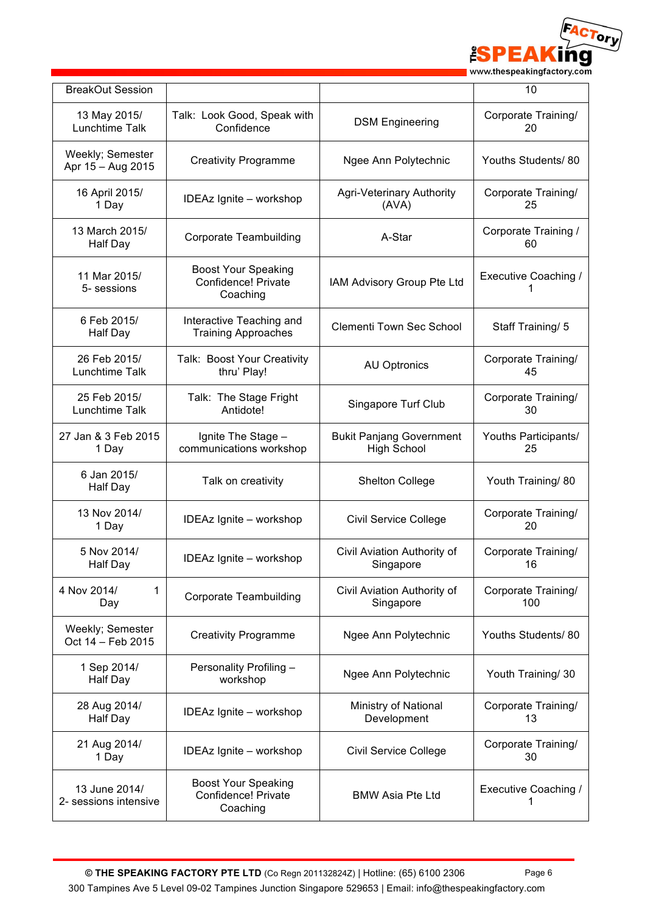| BreakOut Session | | | 10 |
|---|---|---|---|
| 13 May 2015/ Lunchtime Talk | Talk: Look Good, Speak with Confidence | DSM Engineering | Corporate Training/ 20 |
| Weekly; Semester Apr 15 – Aug 2015 | Creativity Programme | Ngee Ann Polytechnic | Youths Students/ 80 |
| 16 April 2015/ 1 Day | IDEAz Ignite – workshop | Agri-Veterinary Authority (AVA) | Corporate Training/ 25 |
| 13 March 2015/ Half Day | Corporate Teambuilding | A-Star | Corporate Training / 60 |
| 11 Mar 2015/ 5- sessions | Boost Your Speaking Confidence! Private Coaching | IAM Advisory Group Pte Ltd | Executive Coaching / 1 |
| 6 Feb 2015/ Half Day | Interactive Teaching and Training Approaches | Clementi Town Sec School | Staff Training/ 5 |
| 26 Feb 2015/ Lunchtime Talk | Talk: Boost Your Creativity thru' Play! | AU Optronics | Corporate Training/ 45 |
| 25 Feb 2015/ Lunchtime Talk | Talk: The Stage Fright Antidote! | Singapore Turf Club | Corporate Training/ 30 |
| 27 Jan & 3 Feb 2015 1 Day | Ignite The Stage – communications workshop | Bukit Panjang Government High School | Youths Participants/ 25 |
| 6 Jan 2015/ Half Day | Talk on creativity | Shelton College | Youth Training/ 80 |
| 13 Nov 2014/ 1 Day | IDEAz Ignite – workshop | Civil Service College | Corporate Training/ 20 |
| 5 Nov 2014/ Half Day | IDEAz Ignite – workshop | Civil Aviation Authority of Singapore | Corporate Training/ 16 |
| 4 Nov 2014/ 1 Day | Corporate Teambuilding | Civil Aviation Authority of Singapore | Corporate Training/ 100 |
| Weekly; Semester Oct 14 – Feb 2015 | Creativity Programme | Ngee Ann Polytechnic | Youths Students/ 80 |
| 1 Sep 2014/ Half Day | Personality Profiling – workshop | Ngee Ann Polytechnic | Youth Training/ 30 |
| 28 Aug 2014/ Half Day | IDEAz Ignite – workshop | Ministry of National Development | Corporate Training/ 13 |
| 21 Aug 2014/ 1 Day | IDEAz Ignite – workshop | Civil Service College | Corporate Training/ 30 |
| 13 June 2014/ 2- sessions intensive | Boost Your Speaking Confidence! Private Coaching | BMW Asia Pte Ltd | Executive Coaching / 1 |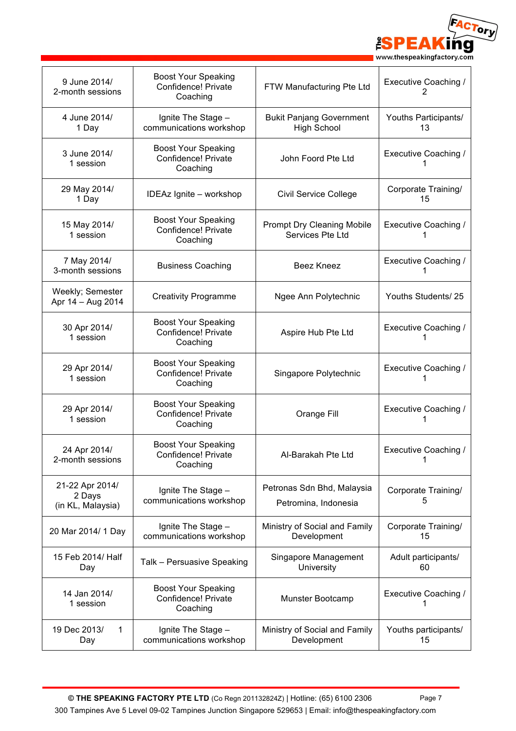| | | | |
|---|---|---|---|
| 9 June 2014/ 2-month sessions | Boost Your Speaking Confidence! Private Coaching | FTW Manufacturing Pte Ltd | Executive Coaching / 2 |
| 4 June 2014/ 1 Day | Ignite The Stage – communications workshop | Bukit Panjang Government High School | Youths Participants/ 13 |
| 3 June 2014/ 1 session | Boost Your Speaking Confidence! Private Coaching | John Foord Pte Ltd | Executive Coaching / 1 |
| 29 May 2014/ 1 Day | IDEAz Ignite – workshop | Civil Service College | Corporate Training/ 15 |
| 15 May 2014/ 1 session | Boost Your Speaking Confidence! Private Coaching | Prompt Dry Cleaning Mobile Services Pte Ltd | Executive Coaching / 1 |
| 7 May 2014/ 3-month sessions | Business Coaching | Beez Kneez | Executive Coaching / 1 |
| Weekly; Semester Apr 14 – Aug 2014 | Creativity Programme | Ngee Ann Polytechnic | Youths Students/ 25 |
| 30 Apr 2014/ 1 session | Boost Your Speaking Confidence! Private Coaching | Aspire Hub Pte Ltd | Executive Coaching / 1 |
| 29 Apr 2014/ 1 session | Boost Your Speaking Confidence! Private Coaching | Singapore Polytechnic | Executive Coaching / 1 |
| 29 Apr 2014/ 1 session | Boost Your Speaking Confidence! Private Coaching | Orange Fill | Executive Coaching / 1 |
| 24 Apr 2014/ 2-month sessions | Boost Your Speaking Confidence! Private Coaching | Al-Barakah Pte Ltd | Executive Coaching / 1 |
| 21-22 Apr 2014/ 2 Days (in KL, Malaysia) | Ignite The Stage – communications workshop | Petronas Sdn Bhd, Malaysia Petromina, Indonesia | Corporate Training/ 5 |
| 20 Mar 2014/ 1 Day | Ignite The Stage – communications workshop | Ministry of Social and Family Development | Corporate Training/ 15 |
| 15 Feb 2014/ Half Day | Talk – Persuasive Speaking | Singapore Management University | Adult participants/ 60 |
| 14 Jan 2014/ 1 session | Boost Your Speaking Confidence! Private Coaching | Munster Bootcamp | Executive Coaching / 1 |
| 19 Dec 2013/ 1 Day | Ignite The Stage – communications workshop | Ministry of Social and Family Development | Youths participants/ 15 |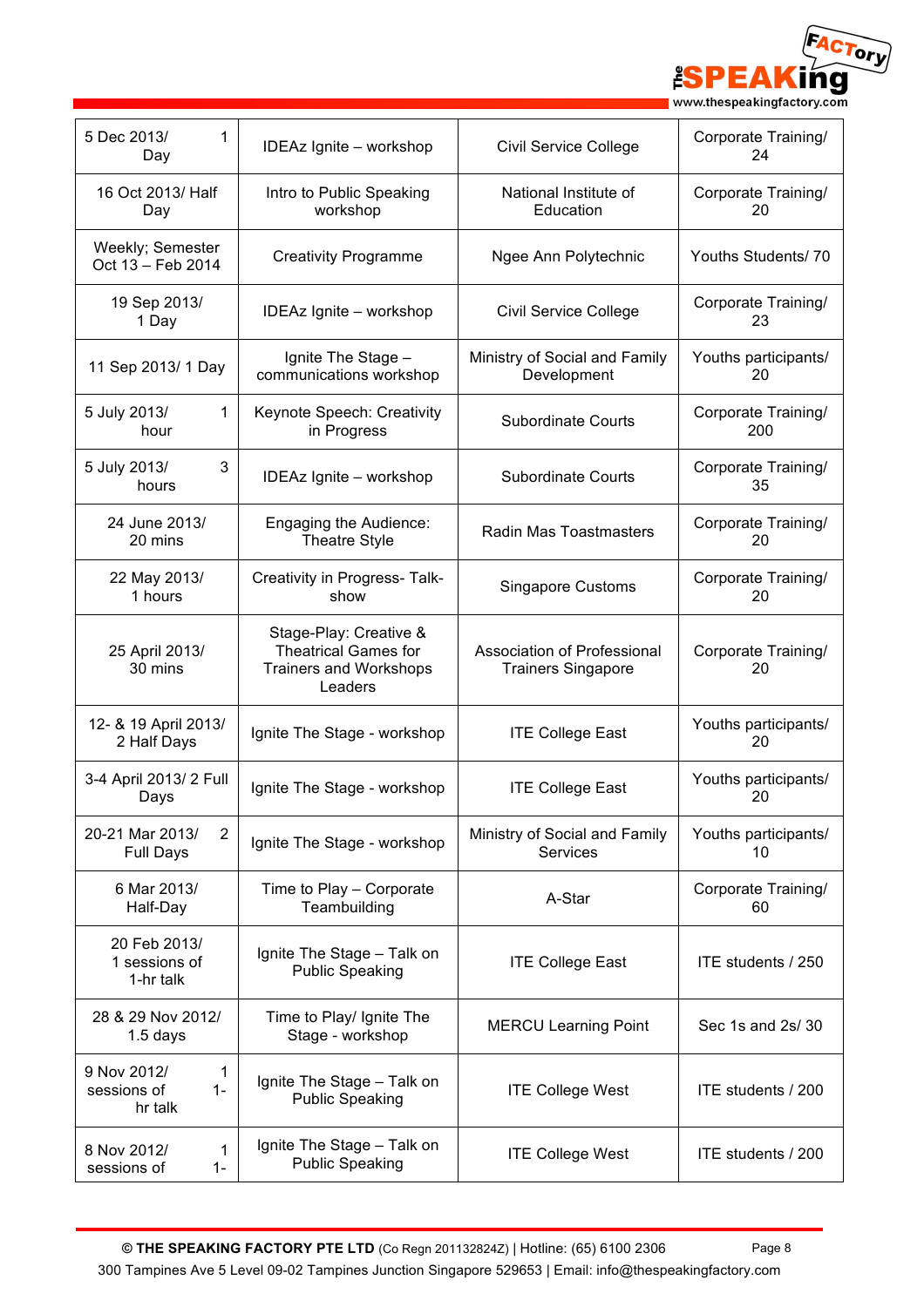| 5 Dec 2013/ 1 Day | IDEAz Ignite – workshop | Civil Service College | Corporate Training/ 24 |
|---|---|---|---|
| 16 Oct 2013/ Half Day | Intro to Public Speaking workshop | National Institute of Education | Corporate Training/ 20 |
| Weekly; Semester Oct 13 – Feb 2014 | Creativity Programme | Ngee Ann Polytechnic | Youths Students/ 70 |
| 19 Sep 2013/ 1 Day | IDEAz Ignite – workshop | Civil Service College | Corporate Training/ 23 |
| 11 Sep 2013/ 1 Day | Ignite The Stage – communications workshop | Ministry of Social and Family Development | Youths participants/ 20 |
| 5 July 2013/ 1 hour | Keynote Speech: Creativity in Progress | Subordinate Courts | Corporate Training/ 200 |
| 5 July 2013/ 3 hours | IDEAz Ignite – workshop | Subordinate Courts | Corporate Training/ 35 |
| 24 June 2013/ 20 mins | Engaging the Audience: Theatre Style | Radin Mas Toastmasters | Corporate Training/ 20 |
| 22 May 2013/ 1 hours | Creativity in Progress- Talk-show | Singapore Customs | Corporate Training/ 20 |
| 25 April 2013/ 30 mins | Stage-Play: Creative & Theatrical Games for Trainers and Workshops Leaders | Association of Professional Trainers Singapore | Corporate Training/ 20 |
| 12- & 19 April 2013/ 2 Half Days | Ignite The Stage - workshop | ITE College East | Youths participants/ 20 |
| 3-4 April 2013/ 2 Full Days | Ignite The Stage - workshop | ITE College East | Youths participants/ 20 |
| 20-21 Mar 2013/ 2 Full Days | Ignite The Stage - workshop | Ministry of Social and Family Services | Youths participants/ 10 |
| 6 Mar 2013/ Half-Day | Time to Play – Corporate Teambuilding | A-Star | Corporate Training/ 60 |
| 20 Feb 2013/ 1 sessions of 1-hr talk | Ignite The Stage – Talk on Public Speaking | ITE College East | ITE students / 250 |
| 28 & 29 Nov 2012/ 1.5 days | Time to Play/ Ignite The Stage - workshop | MERCU Learning Point | Sec 1s and 2s/ 30 |
| 9 Nov 2012/ 1 sessions of 1-hr talk | Ignite The Stage – Talk on Public Speaking | ITE College West | ITE students / 200 |
| 8 Nov 2012/ 1 sessions of 1- | Ignite The Stage – Talk on Public Speaking | ITE College West | ITE students / 200 |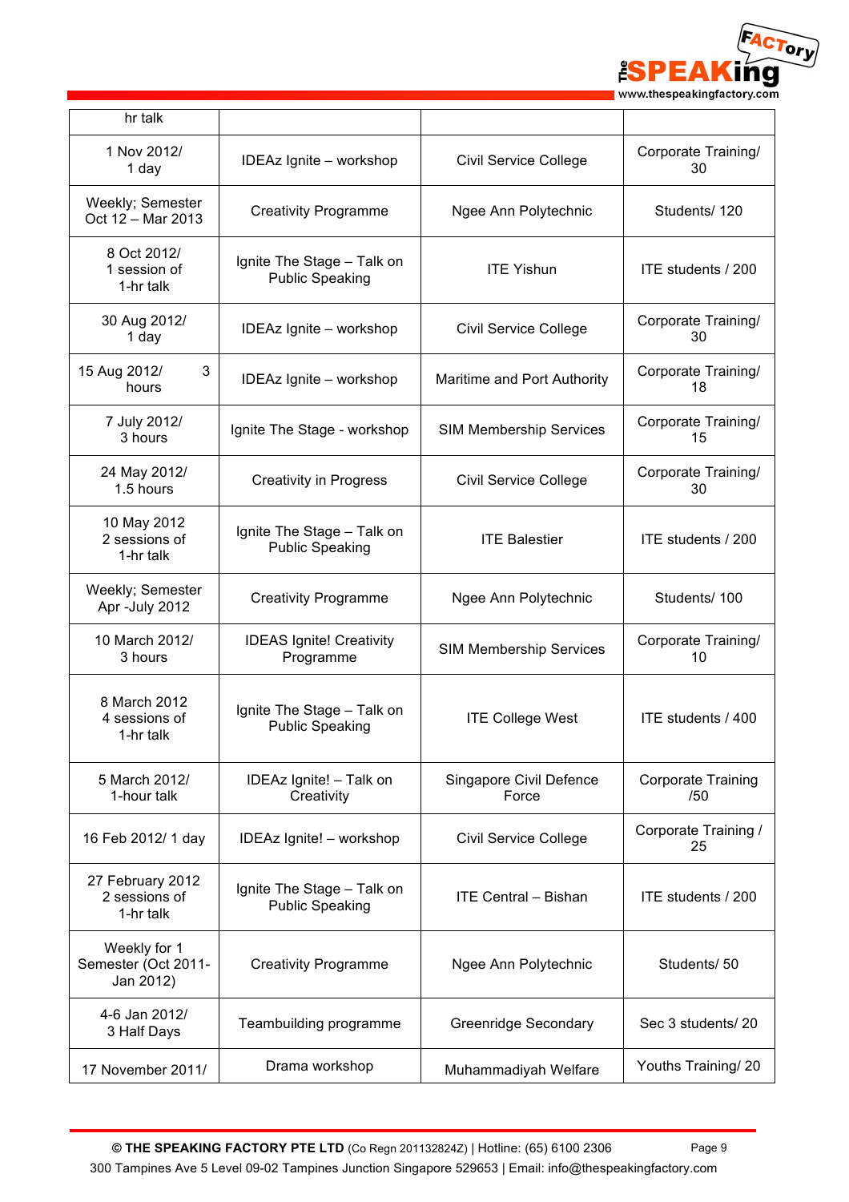| hr talk | | | |
|---|---|---|---|
| 1 Nov 2012/ 1 day | IDEAz Ignite – workshop | Civil Service College | Corporate Training/ 30 |
| Weekly; Semester Oct 12 – Mar 2013 | Creativity Programme | Ngee Ann Polytechnic | Students/ 120 |
| 8 Oct 2012/ 1 session of 1-hr talk | Ignite The Stage – Talk on Public Speaking | ITE Yishun | ITE students / 200 |
| 30 Aug 2012/ 1 day | IDEAz Ignite – workshop | Civil Service College | Corporate Training/ 30 |
| 15 Aug 2012/ 3 hours | IDEAz Ignite – workshop | Maritime and Port Authority | Corporate Training/ 18 |
| 7 July 2012/ 3 hours | Ignite The Stage - workshop | SIM Membership Services | Corporate Training/ 15 |
| 24 May 2012/ 1.5 hours | Creativity in Progress | Civil Service College | Corporate Training/ 30 |
| 10 May 2012 2 sessions of 1-hr talk | Ignite The Stage – Talk on Public Speaking | ITE Balestier | ITE students / 200 |
| Weekly; Semester Apr -July 2012 | Creativity Programme | Ngee Ann Polytechnic | Students/ 100 |
| 10 March 2012/ 3 hours | IDEAS Ignite! Creativity Programme | SIM Membership Services | Corporate Training/ 10 |
| 8 March 2012 4 sessions of 1-hr talk | Ignite The Stage – Talk on Public Speaking | ITE College West | ITE students / 400 |
| 5 March 2012/ 1-hour talk | IDEAz Ignite! – Talk on Creativity | Singapore Civil Defence Force | Corporate Training /50 |
| 16 Feb 2012/ 1 day | IDEAz Ignite! – workshop | Civil Service College | Corporate Training / 25 |
| 27 February 2012 2 sessions of 1-hr talk | Ignite The Stage – Talk on Public Speaking | ITE Central – Bishan | ITE students / 200 |
| Weekly for 1 Semester (Oct 2011- Jan 2012) | Creativity Programme | Ngee Ann Polytechnic | Students/ 50 |
| 4-6 Jan 2012/ 3 Half Days | Teambuilding programme | Greenridge Secondary | Sec 3 students/ 20 |
| 17 November 2011/ | Drama workshop | Muhammadiyah Welfare | Youths Training/ 20 |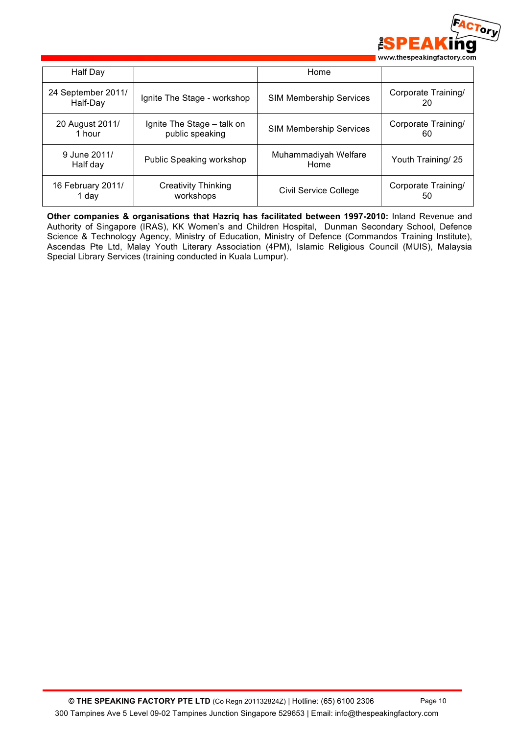| Half Day | | Home | |
|---|---|---|---|
| 24 September 2011/ Half-Day | Ignite The Stage - workshop | SIM Membership Services | Corporate Training/ 20 |
| 20 August 2011/ 1 hour | Ignite The Stage – talk on public speaking | SIM Membership Services | Corporate Training/ 60 |
| 9 June 2011/ Half day | Public Speaking workshop | Muhammadiyah Welfare Home | Youth Training/ 25 |
| 16 February 2011/ 1 day | Creativity Thinking workshops | Civil Service College | Corporate Training/ 50 |

**Other companies & organisations that Hazriq has facilitated between 1997-2010:** Inland Revenue and Authority of Singapore (IRAS), KK Women's and Children Hospital, Dunman Secondary School, Defence Science & Technology Agency, Ministry of Education, Ministry of Defence (Commandos Training Institute), Ascendas Pte Ltd, Malay Youth Literary Association (4PM), Islamic Religious Council (MUIS), Malaysia Special Library Services (training conducted in Kuala Lumpur).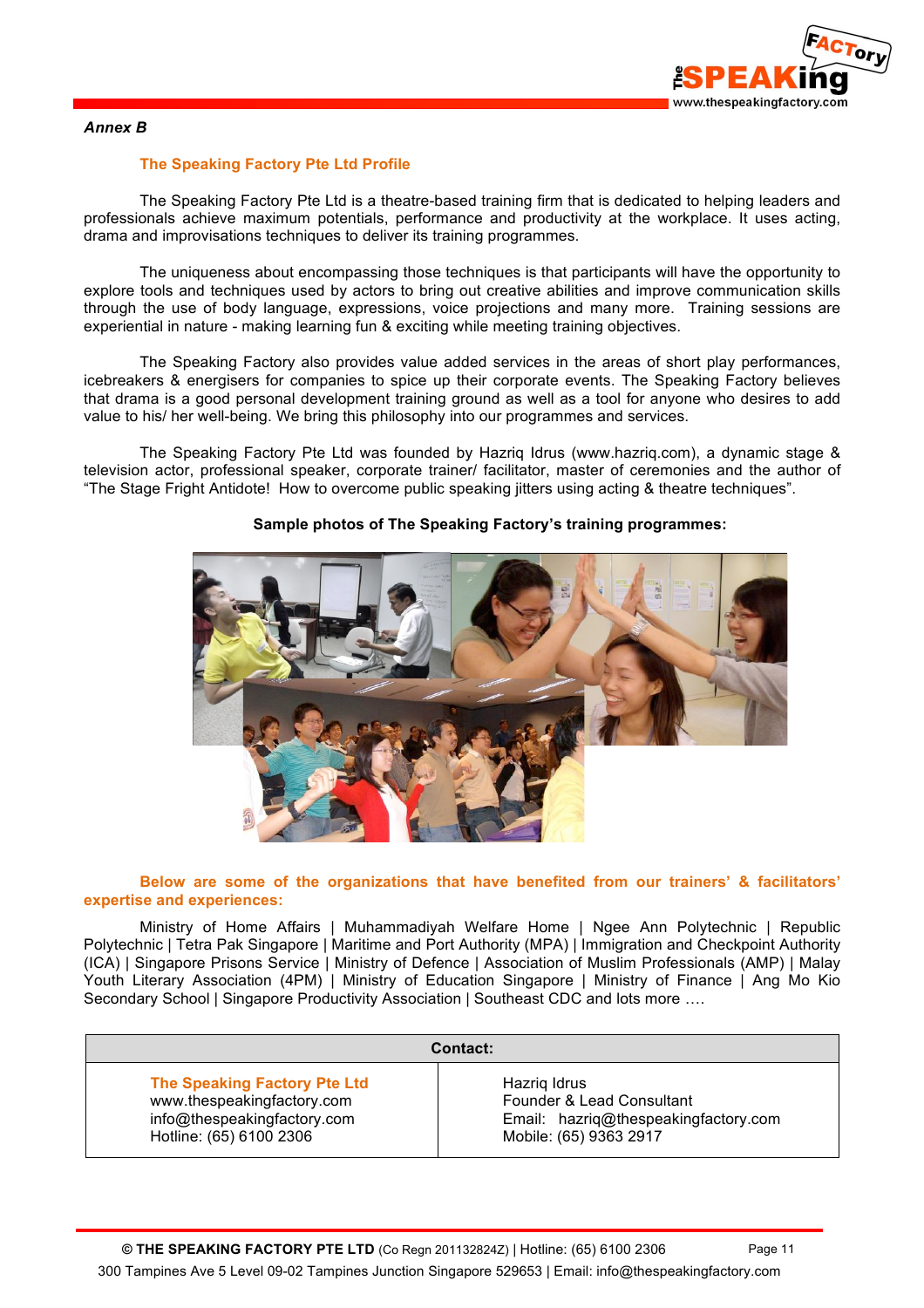*Annex B*

## The Speaking Factory Pte Ltd Profile

The Speaking Factory Pte Ltd is a theatre-based training firm that is dedicated to helping leaders and professionals achieve maximum potentials, performance and productivity at the workplace. It uses acting, drama and improvisations techniques to deliver its training programmes.

The uniqueness about encompassing those techniques is that participants will have the opportunity to explore tools and techniques used by actors to bring out creative abilities and improve communication skills through the use of body language, expressions, voice projections and many more. Training sessions are experiential in nature - making learning fun & exciting while meeting training objectives.

The Speaking Factory also provides value added services in the areas of short play performances, icebreakers & energisers for companies to spice up their corporate events. The Speaking Factory believes that drama is a good personal development training ground as well as a tool for anyone who desires to add value to his/ her well-being. We bring this philosophy into our programmes and services.

The Speaking Factory Pte Ltd was founded by Hazriq Idrus (www.hazriq.com), a dynamic stage & television actor, professional speaker, corporate trainer/ facilitator, master of ceremonies and the author of "The Stage Fright Antidote! How to overcome public speaking jitters using acting & theatre techniques".

**Sample photos of The Speaking Factory's training programmes:**

**Below are some of the organizations that have benefited from our trainers' & facilitators' expertise and experiences:**

Ministry of Home Affairs | Muhammadiyah Welfare Home | Ngee Ann Polytechnic | Republic Polytechnic | Tetra Pak Singapore | Maritime and Port Authority (MPA) | Immigration and Checkpoint Authority (ICA) | Singapore Prisons Service | Ministry of Defence | Association of Muslim Professionals (AMP) | Malay Youth Literary Association (4PM) | Ministry of Education Singapore | Ministry of Finance | Ang Mo Kio Secondary School | Singapore Productivity Association | Southeast CDC and lots more ….

| Contact: | |
|---|---|
| **The Speaking Factory Pte Ltd**<br>www.thespeakingfactory.com<br>info@thespeakingfactory.com<br>Hotline: (65) 6100 2306 | Hazriq Idrus<br>Founder & Lead Consultant<br>Email: hazriq@thespeakingfactory.com<br>Mobile: (65) 9363 2917 |